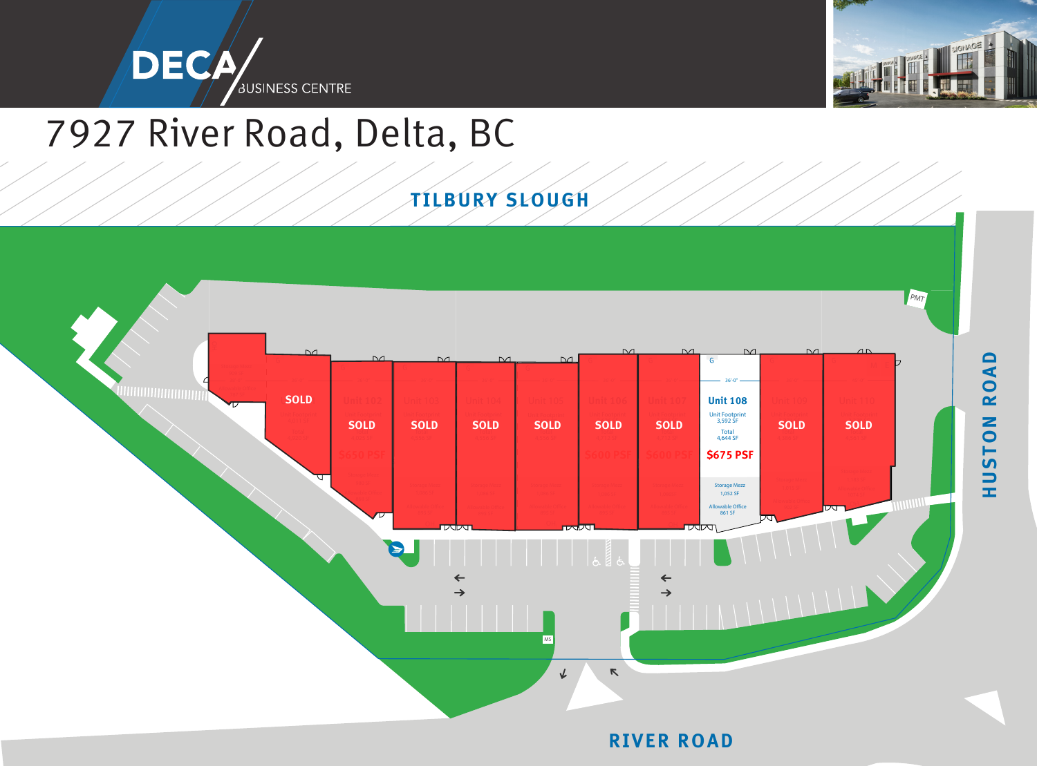# DECA BUSINESS CENTRE

## 7927 River Road, Delta, BC

TILBURY SLOUGH

HUSTON ROAD

RIVER ROAD

SOLD

Unit 102
SOLD
$650 PSF

Unit 103
SOLD

Unit 104
SOLD

Unit 105
SOLD

Unit 106
SOLD
$600 PSF

Unit 107
SOLD
$600 PSF

**Unit 108**
Unit Footprint
3,592 SF
Total
4,644 SF
**$675 PSF**
Storage Mezz
1,052 SF
Allowable Office
861 SF

Unit 109
SOLD

Unit 110
SOLD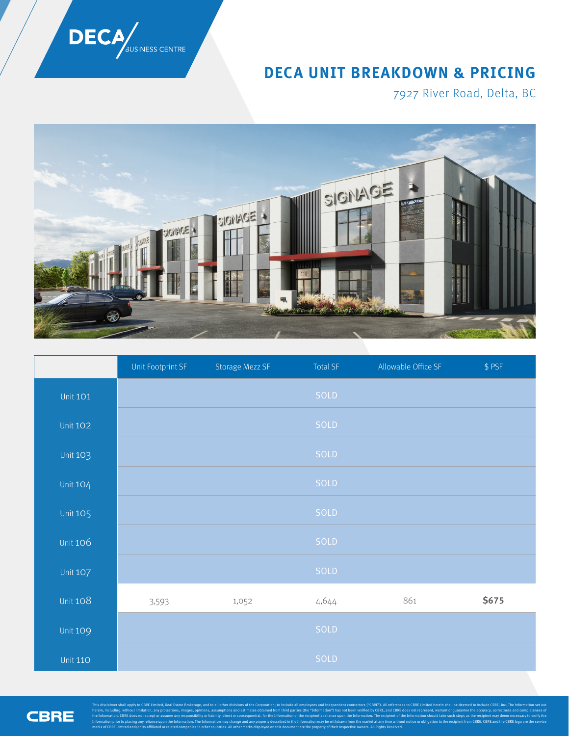DECA BUSINESS CENTRE

# DECA UNIT BREAKDOWN & PRICING

7927 River Road, Delta, BC

| | Unit Footprint SF | Storage Mezz SF | Total SF | Allowable Office SF | $ PSF |
|---|---|---|---|---|---|
| Unit 101 | | | SOLD | | |
| Unit 102 | | | SOLD | | |
| Unit 103 | | | SOLD | | |
| Unit 104 | | | SOLD | | |
| Unit 105 | | | SOLD | | |
| Unit 106 | | | SOLD | | |
| Unit 107 | | | SOLD | | |
| Unit 108 | 3,593 | 1,052 | 4,644 | 861 | **$675** |
| Unit 109 | | | SOLD | | |
| Unit 110 | | | SOLD | | |

CBRE

This disclaimer shall apply to CBRE Limited, Real Estate Brokerage, and to all other divisions of the Corporation; to include all employees and independent contractors ("CBRE"). All references to CBRE Limited herein shall be deemed to include CBRE, Inc. The information set out herein, including, without limitation, any projections, images, opinions, assumptions and estimates obtained from third parties (the "Information") has not been verified by CBRE, and CBRE does not represent, warrant or guarantee the accuracy, correctness and completeness of the Information. CBRE does not accept or assume any responsibility or liability, direct or consequential, for the Information or the recipient's reliance upon the Information. The recipient of the Information should take such steps as the recipient may deem necessary to verify the Information prior to placing any reliance upon the Information. The Information may change and any property described in the Information may be withdrawn from the market at any time without notice or obligation to the recipient from CBRE. CBRE and the CBRE logo are the service marks of CBRE Limited and/or its affiliated or related companies in other countries. All other marks displayed on this document are the property of their respective owners. All Rights Reserved.